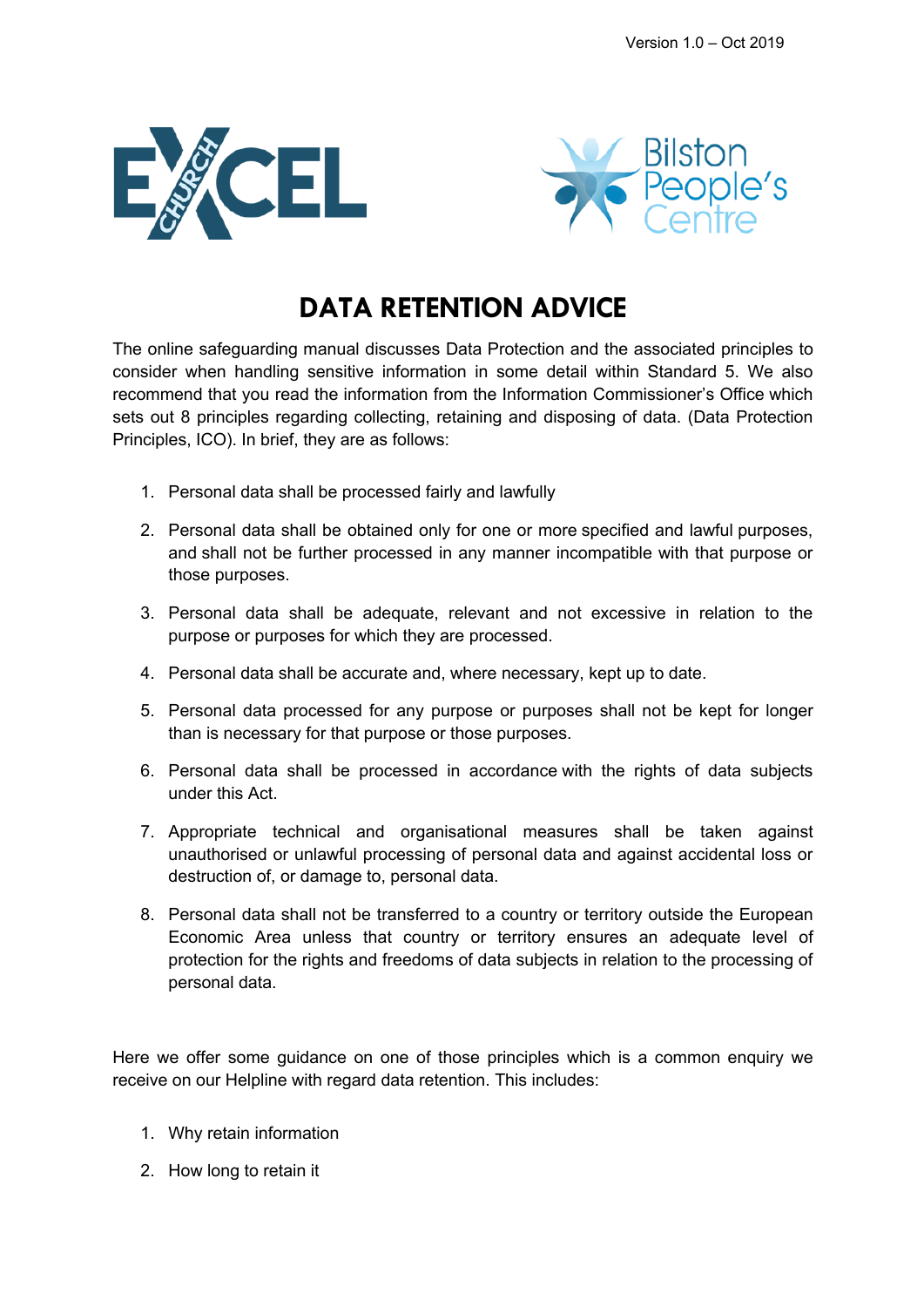Version 1.0 – Oct 2019

# DATA RETENTION ADVICE

The online safeguarding manual discusses Data Protection and the associated principles to consider when handling sensitive information in some detail within Standard 5. We also recommend that you read the information from the Information Commissioner's Office which sets out 8 principles regarding collecting, retaining and disposing of data. (Data Protection Principles, ICO). In brief, they are as follows:

1. Personal data shall be processed fairly and lawfully
2. Personal data shall be obtained only for one or more specified and lawful purposes, and shall not be further processed in any manner incompatible with that purpose or those purposes.
3. Personal data shall be adequate, relevant and not excessive in relation to the purpose or purposes for which they are processed.
4. Personal data shall be accurate and, where necessary, kept up to date.
5. Personal data processed for any purpose or purposes shall not be kept for longer than is necessary for that purpose or those purposes.
6. Personal data shall be processed in accordance with the rights of data subjects under this Act.
7. Appropriate technical and organisational measures shall be taken against unauthorised or unlawful processing of personal data and against accidental loss or destruction of, or damage to, personal data.
8. Personal data shall not be transferred to a country or territory outside the European Economic Area unless that country or territory ensures an adequate level of protection for the rights and freedoms of data subjects in relation to the processing of personal data.

Here we offer some guidance on one of those principles which is a common enquiry we receive on our Helpline with regard data retention. This includes:

1. Why retain information
2. How long to retain it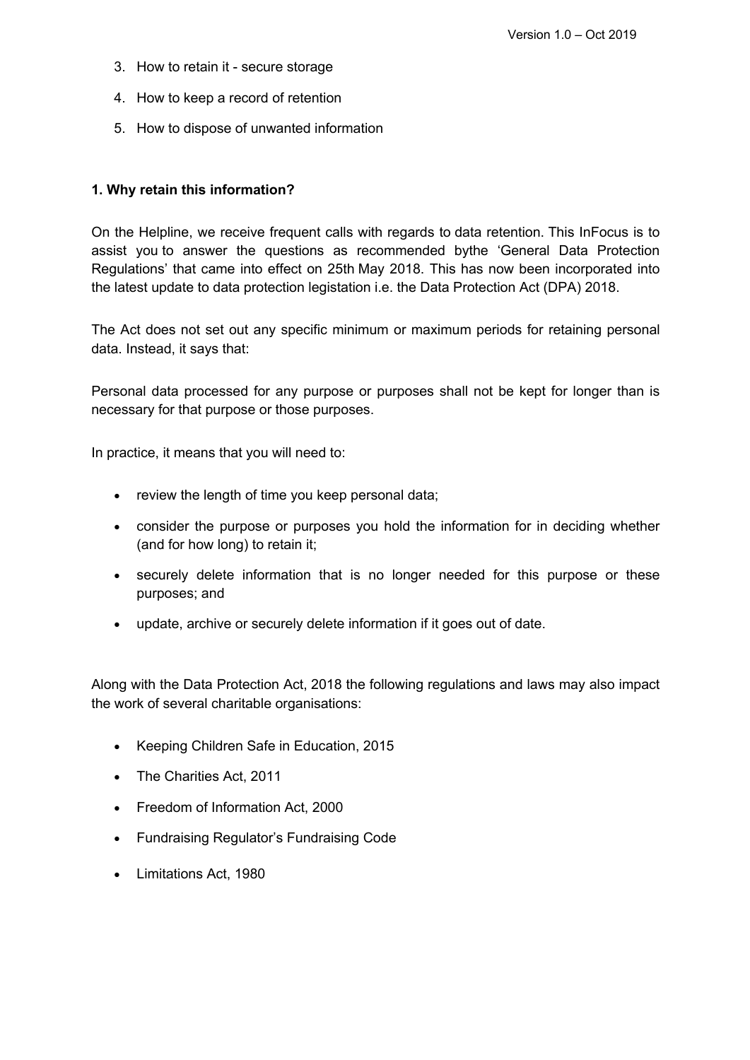3. How to retain it - secure storage
4. How to keep a record of retention
5. How to dispose of unwanted information

**1. Why retain this information?**

On the Helpline, we receive frequent calls with regards to data retention. This InFocus is to assist you to answer the questions as recommended bythe 'General Data Protection Regulations' that came into effect on 25th May 2018. This has now been incorporated into the latest update to data protection legistation i.e. the Data Protection Act (DPA) 2018.

The Act does not set out any specific minimum or maximum periods for retaining personal data. Instead, it says that:

Personal data processed for any purpose or purposes shall not be kept for longer than is necessary for that purpose or those purposes.

In practice, it means that you will need to:

- review the length of time you keep personal data;
- consider the purpose or purposes you hold the information for in deciding whether (and for how long) to retain it;
- securely delete information that is no longer needed for this purpose or these purposes; and
- update, archive or securely delete information if it goes out of date.

Along with the Data Protection Act, 2018 the following regulations and laws may also impact the work of several charitable organisations:

- Keeping Children Safe in Education, 2015
- The Charities Act, 2011
- Freedom of Information Act, 2000
- Fundraising Regulator's Fundraising Code
- Limitations Act, 1980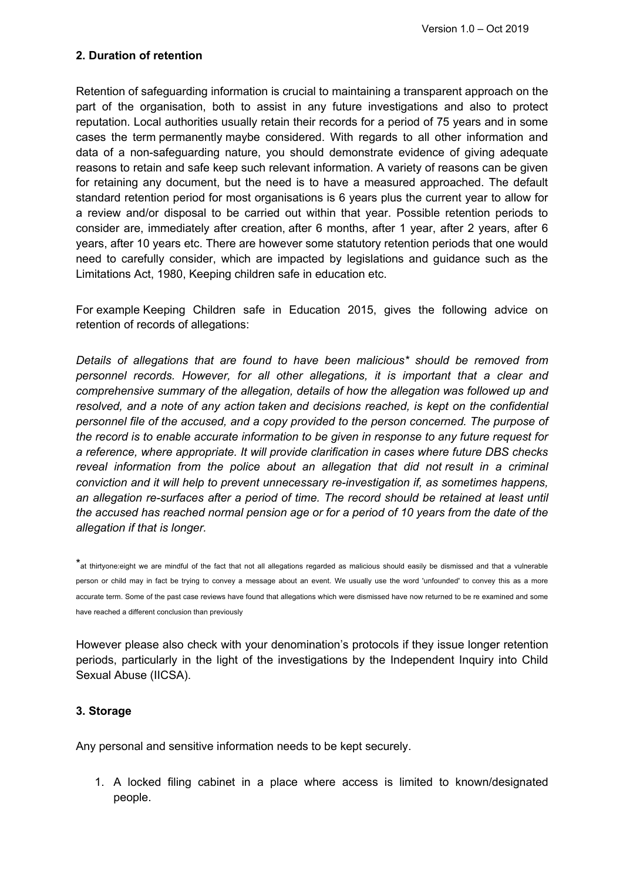### 2. Duration of retention

Retention of safeguarding information is crucial to maintaining a transparent approach on the part of the organisation, both to assist in any future investigations and also to protect reputation. Local authorities usually retain their records for a period of 75 years and in some cases the term permanently maybe considered. With regards to all other information and data of a non-safeguarding nature, you should demonstrate evidence of giving adequate reasons to retain and safe keep such relevant information. A variety of reasons can be given for retaining any document, but the need is to have a measured approached. The default standard retention period for most organisations is 6 years plus the current year to allow for a review and/or disposal to be carried out within that year. Possible retention periods to consider are, immediately after creation, after 6 months, after 1 year, after 2 years, after 6 years, after 10 years etc. There are however some statutory retention periods that one would need to carefully consider, which are impacted by legislations and guidance such as the Limitations Act, 1980, Keeping children safe in education etc.

For example Keeping Children safe in Education 2015, gives the following advice on retention of records of allegations:

*Details of allegations that are found to have been malicious\* should be removed from personnel records. However, for all other allegations, it is important that a clear and comprehensive summary of the allegation, details of how the allegation was followed up and resolved, and a note of any action taken and decisions reached, is kept on the confidential personnel file of the accused, and a copy provided to the person concerned. The purpose of the record is to enable accurate information to be given in response to any future request for a reference, where appropriate. It will provide clarification in cases where future DBS checks reveal information from the police about an allegation that did not result in a criminal conviction and it will help to prevent unnecessary re-investigation if, as sometimes happens, an allegation re-surfaces after a period of time. The record should be retained at least until the accused has reached normal pension age or for a period of 10 years from the date of the allegation if that is longer.*

\*at thirtyone:eight we are mindful of the fact that not all allegations regarded as malicious should easily be dismissed and that a vulnerable person or child may in fact be trying to convey a message about an event. We usually use the word 'unfounded' to convey this as a more accurate term. Some of the past case reviews have found that allegations which were dismissed have now returned to be re examined and some have reached a different conclusion than previously

However please also check with your denomination's protocols if they issue longer retention periods, particularly in the light of the investigations by the Independent Inquiry into Child Sexual Abuse (IICSA).

### 3. Storage

Any personal and sensitive information needs to be kept securely.

1. A locked filing cabinet in a place where access is limited to known/designated people.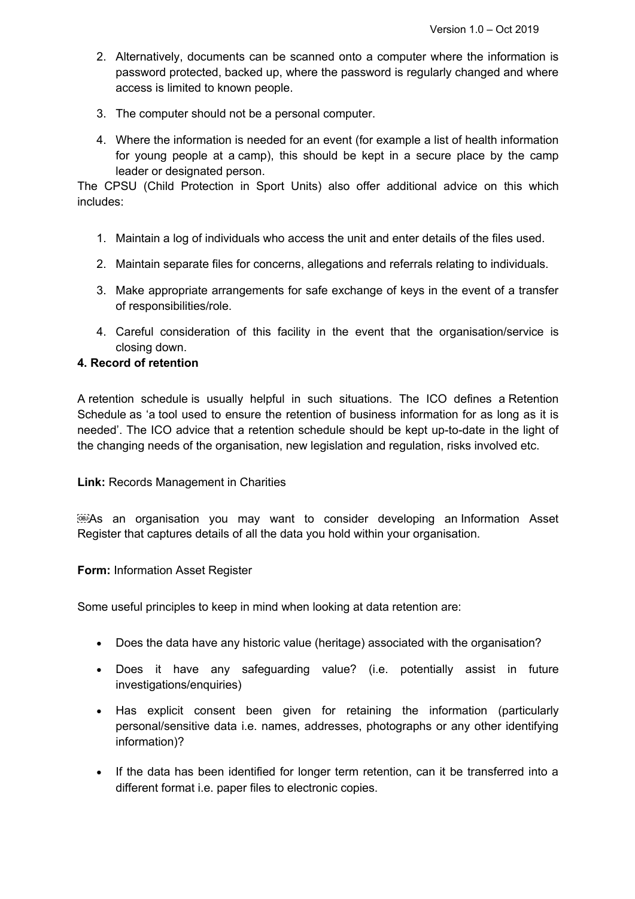2. Alternatively, documents can be scanned onto a computer where the information is password protected, backed up, where the password is regularly changed and where access is limited to known people.

3. The computer should not be a personal computer.

4. Where the information is needed for an event (for example a list of health information for young people at a camp), this should be kept in a secure place by the camp leader or designated person.

The CPSU (Child Protection in Sport Units) also offer additional advice on this which includes:

1. Maintain a log of individuals who access the unit and enter details of the files used.

2. Maintain separate files for concerns, allegations and referrals relating to individuals.

3. Make appropriate arrangements for safe exchange of keys in the event of a transfer of responsibilities/role.

4. Careful consideration of this facility in the event that the organisation/service is closing down.

**4. Record of retention**

A retention schedule is usually helpful in such situations. The ICO defines a Retention Schedule as 'a tool used to ensure the retention of business information for as long as it is needed'. The ICO advice that a retention schedule should be kept up-to-date in the light of the changing needs of the organisation, new legislation and regulation, risks involved etc.

**Link:** Records Management in Charities

As an organisation you may want to consider developing an Information Asset Register that captures details of all the data you hold within your organisation.

**Form:** Information Asset Register

Some useful principles to keep in mind when looking at data retention are:

- Does the data have any historic value (heritage) associated with the organisation?

- Does it have any safeguarding value? (i.e. potentially assist in future investigations/enquiries)

- Has explicit consent been given for retaining the information (particularly personal/sensitive data i.e. names, addresses, photographs or any other identifying information)?

- If the data has been identified for longer term retention, can it be transferred into a different format i.e. paper files to electronic copies.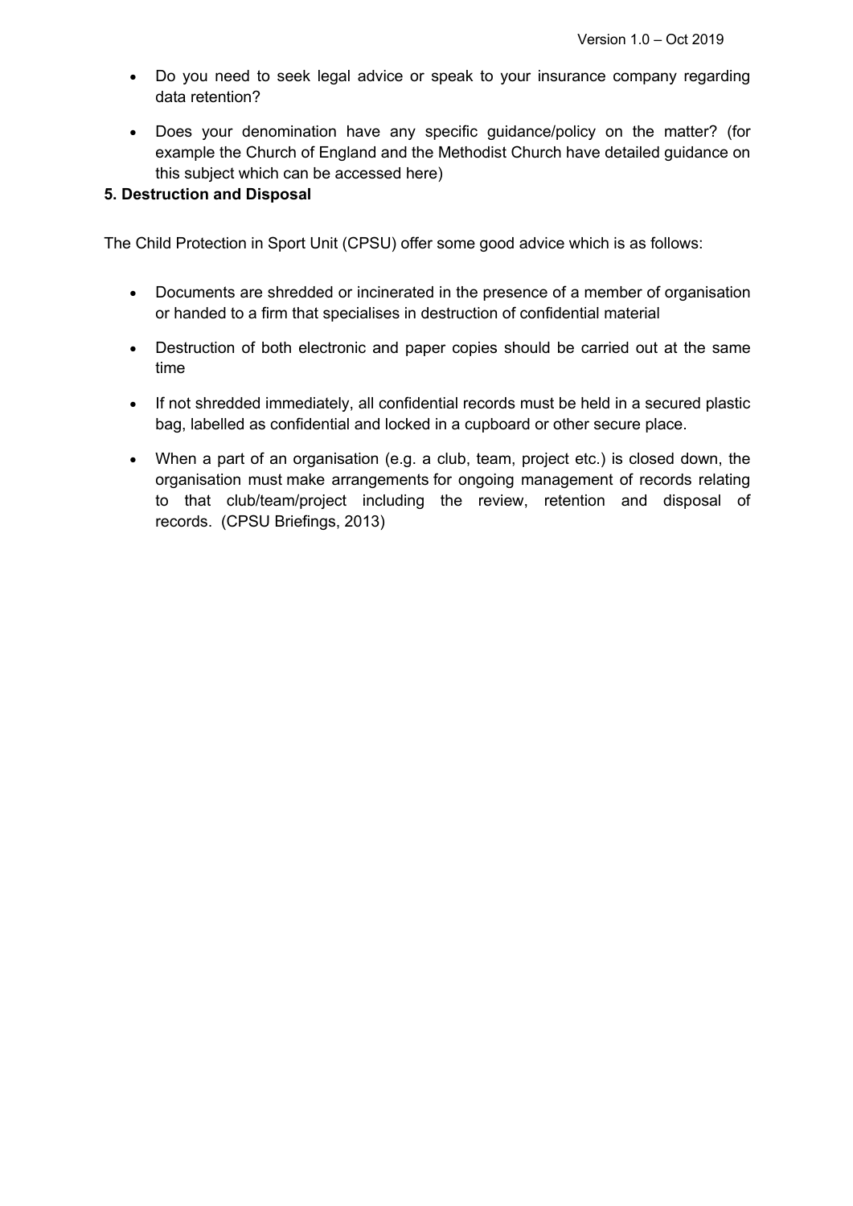- Do you need to seek legal advice or speak to your insurance company regarding data retention?
- Does your denomination have any specific guidance/policy on the matter? (for example the Church of England and the Methodist Church have detailed guidance on this subject which can be accessed here)

**5. Destruction and Disposal**

The Child Protection in Sport Unit (CPSU) offer some good advice which is as follows:

- Documents are shredded or incinerated in the presence of a member of organisation or handed to a firm that specialises in destruction of confidential material
- Destruction of both electronic and paper copies should be carried out at the same time
- If not shredded immediately, all confidential records must be held in a secured plastic bag, labelled as confidential and locked in a cupboard or other secure place.
- When a part of an organisation (e.g. a club, team, project etc.) is closed down, the organisation must make arrangements for ongoing management of records relating to that club/team/project including the review, retention and disposal of records. (CPSU Briefings, 2013)